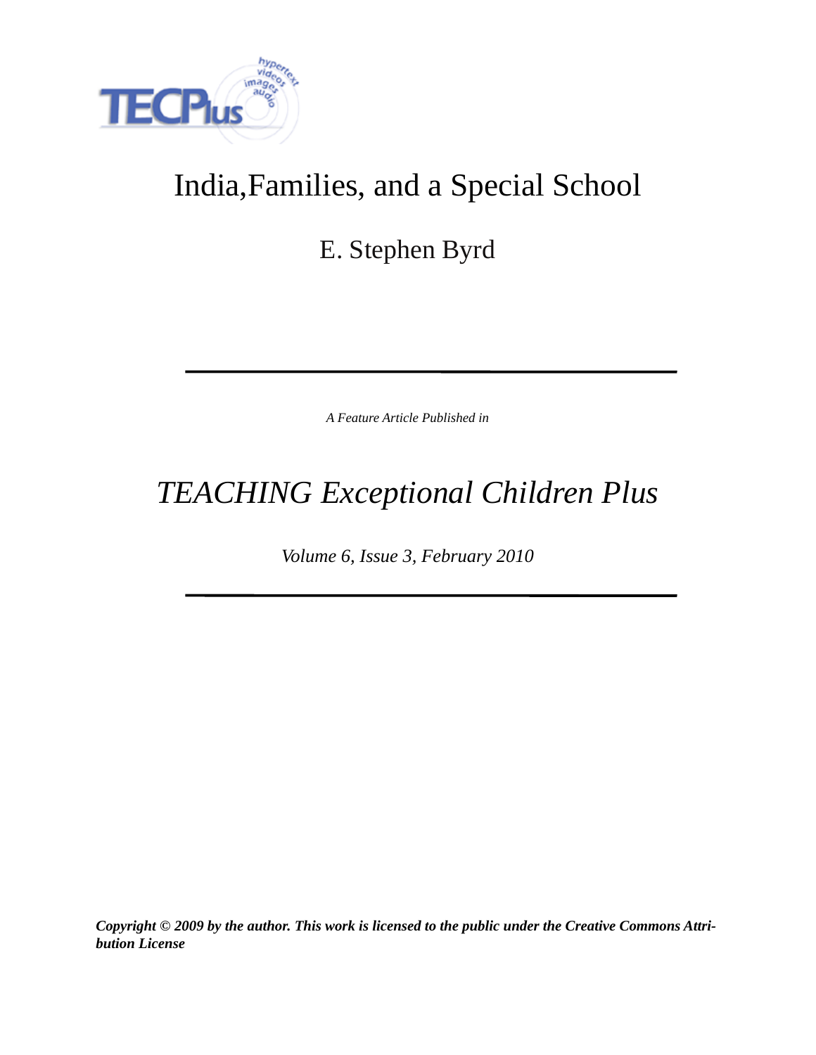# India,Families, and a Special School

E. Stephen Byrd

---

*A Feature Article Published in*

# *TEACHING Exceptional Children Plus*

*Volume 6, Issue 3, February 2010*

---

***Copyright © 2009 by the author. This work is licensed to the public under the Creative Commons Attribution License***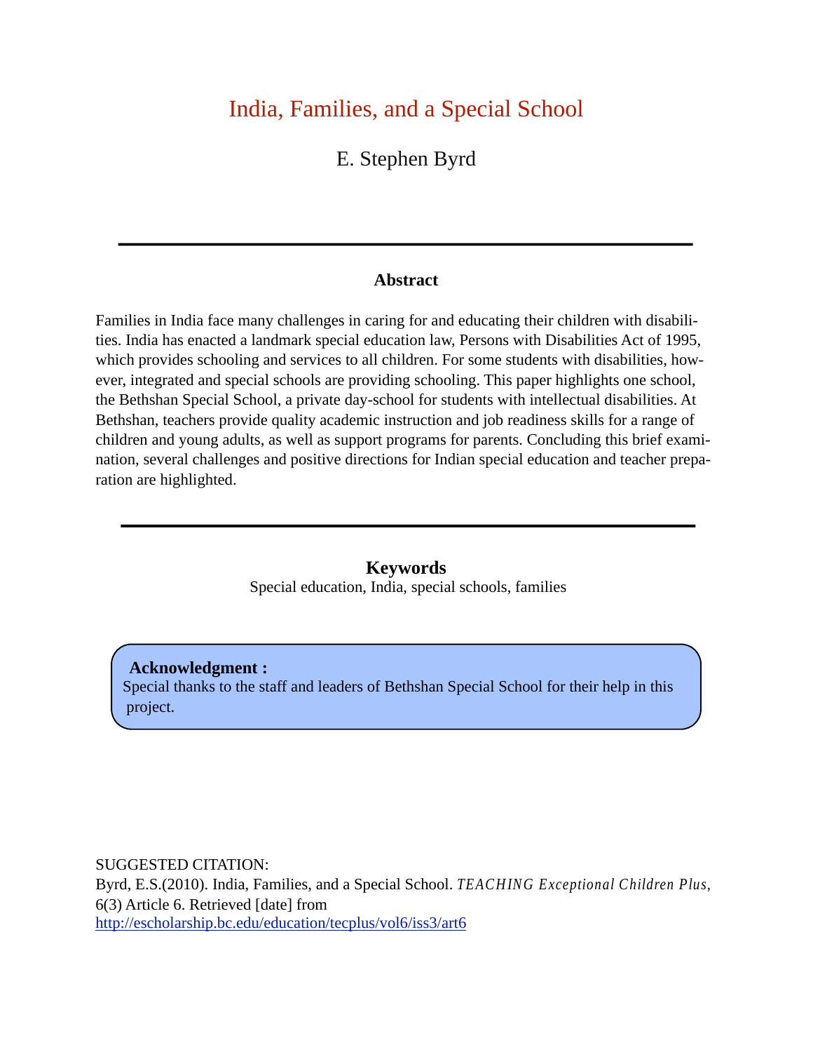# India, Families, and a Special School

E. Stephen Byrd

---

### Abstract

Families in India face many challenges in caring for and educating their children with disabilities. India has enacted a landmark special education law, Persons with Disabilities Act of 1995, which provides schooling and services to all children. For some students with disabilities, however, integrated and special schools are providing schooling. This paper highlights one school, the Bethshan Special School, a private day-school for students with intellectual disabilities. At Bethshan, teachers provide quality academic instruction and job readiness skills for a range of children and young adults, as well as support programs for parents. Concluding this brief examination, several challenges and positive directions for Indian special education and teacher preparation are highlighted.

---

### Keywords

Special education, India, special schools, families

**Acknowledgment :**
Special thanks to the staff and leaders of Bethshan Special School for their help in this project.

SUGGESTED CITATION:
Byrd, E.S.(2010). India, Families, and a Special School. *TEACHING Exceptional Children Plus,* 6(3) Article 6. Retrieved [date] from http://escholarship.bc.edu/education/tecplus/vol6/iss3/art6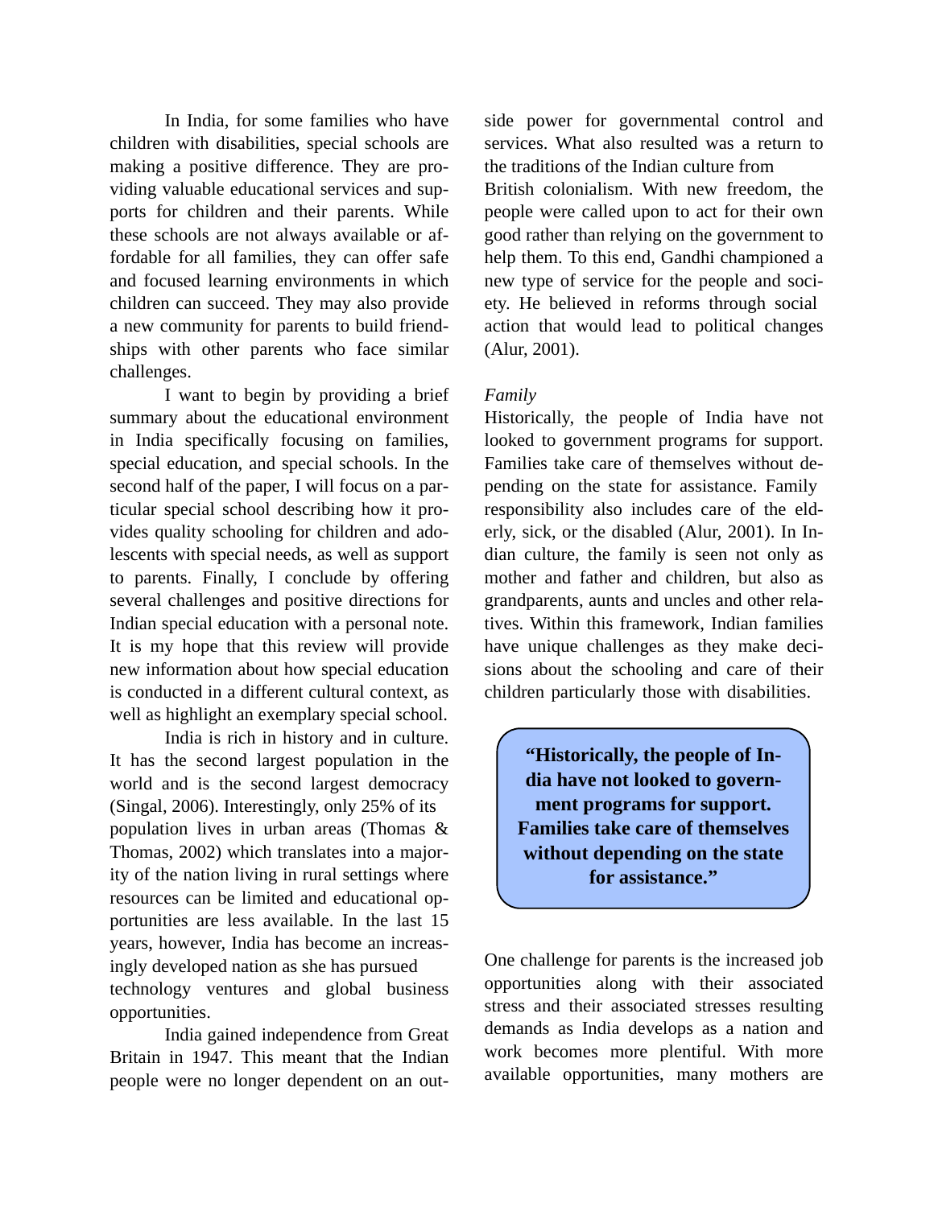In India, for some families who have children with disabilities, special schools are making a positive difference. They are providing valuable educational services and supports for children and their parents. While these schools are not always available or affordable for all families, they can offer safe and focused learning environments in which children can succeed. They may also provide a new community for parents to build friendships with other parents who face similar challenges.

I want to begin by providing a brief summary about the educational environment in India specifically focusing on families, special education, and special schools. In the second half of the paper, I will focus on a particular special school describing how it provides quality schooling for children and adolescents with special needs, as well as support to parents. Finally, I conclude by offering several challenges and positive directions for Indian special education with a personal note. It is my hope that this review will provide new information about how special education is conducted in a different cultural context, as well as highlight an exemplary special school.

India is rich in history and in culture. It has the second largest population in the world and is the second largest democracy (Singal, 2006). Interestingly, only 25% of its population lives in urban areas (Thomas & Thomas, 2002) which translates into a majority of the nation living in rural settings where resources can be limited and educational opportunities are less available. In the last 15 years, however, India has become an increasingly developed nation as she has pursued technology ventures and global business opportunities.

India gained independence from Great Britain in 1947. This meant that the Indian people were no longer dependent on an outside power for governmental control and services. What also resulted was a return to the traditions of the Indian culture from British colonialism. With new freedom, the people were called upon to act for their own good rather than relying on the government to help them. To this end, Gandhi championed a new type of service for the people and society. He believed in reforms through social action that would lead to political changes (Alur, 2001).

*Family*

Historically, the people of India have not looked to government programs for support. Families take care of themselves without depending on the state for assistance. Family responsibility also includes care of the elderly, sick, or the disabled (Alur, 2001). In Indian culture, the family is seen not only as mother and father and children, but also as grandparents, aunts and uncles and other relatives. Within this framework, Indian families have unique challenges as they make decisions about the schooling and care of their children particularly those with disabilities.

> **"Historically, the people of India have not looked to government programs for support. Families take care of themselves without depending on the state for assistance."**

One challenge for parents is the increased job opportunities along with their associated stress and their associated stresses resulting demands as India develops as a nation and work becomes more plentiful. With more available opportunities, many mothers are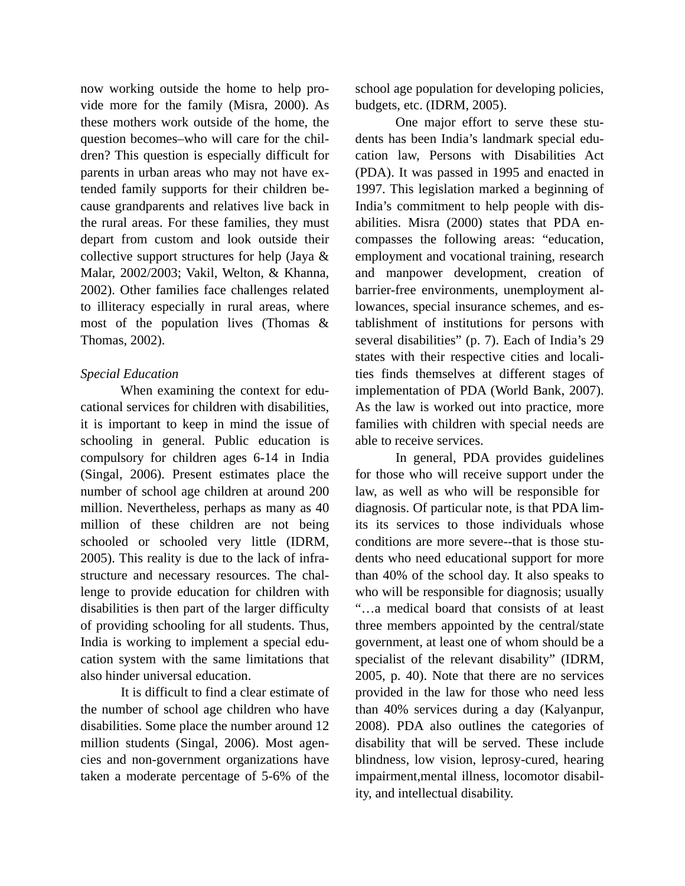now working outside the home to help provide more for the family (Misra, 2000). As these mothers work outside of the home, the question becomes–who will care for the children? This question is especially difficult for parents in urban areas who may not have extended family supports for their children because grandparents and relatives live back in the rural areas. For these families, they must depart from custom and look outside their collective support structures for help (Jaya & Malar, 2002/2003; Vakil, Welton, & Khanna, 2002). Other families face challenges related to illiteracy especially in rural areas, where most of the population lives (Thomas & Thomas, 2002).

*Special Education*

When examining the context for educational services for children with disabilities, it is important to keep in mind the issue of schooling in general. Public education is compulsory for children ages 6-14 in India (Singal, 2006). Present estimates place the number of school age children at around 200 million. Nevertheless, perhaps as many as 40 million of these children are not being schooled or schooled very little (IDRM, 2005). This reality is due to the lack of infrastructure and necessary resources. The challenge to provide education for children with disabilities is then part of the larger difficulty of providing schooling for all students. Thus, India is working to implement a special education system with the same limitations that also hinder universal education.

It is difficult to find a clear estimate of the number of school age children who have disabilities. Some place the number around 12 million students (Singal, 2006). Most agencies and non-government organizations have taken a moderate percentage of 5-6% of the school age population for developing policies, budgets, etc. (IDRM, 2005).

One major effort to serve these students has been India's landmark special education law, Persons with Disabilities Act (PDA). It was passed in 1995 and enacted in 1997. This legislation marked a beginning of India's commitment to help people with disabilities. Misra (2000) states that PDA encompasses the following areas: "education, employment and vocational training, research and manpower development, creation of barrier-free environments, unemployment allowances, special insurance schemes, and establishment of institutions for persons with several disabilities" (p. 7). Each of India's 29 states with their respective cities and localities finds themselves at different stages of implementation of PDA (World Bank, 2007). As the law is worked out into practice, more families with children with special needs are able to receive services.

In general, PDA provides guidelines for those who will receive support under the law, as well as who will be responsible for diagnosis. Of particular note, is that PDA limits its services to those individuals whose conditions are more severe--that is those students who need educational support for more than 40% of the school day. It also speaks to who will be responsible for diagnosis; usually "…a medical board that consists of at least three members appointed by the central/state government, at least one of whom should be a specialist of the relevant disability" (IDRM, 2005, p. 40). Note that there are no services provided in the law for those who need less than 40% services during a day (Kalyanpur, 2008). PDA also outlines the categories of disability that will be served. These include blindness, low vision, leprosy-cured, hearing impairment,mental illness, locomotor disability, and intellectual disability.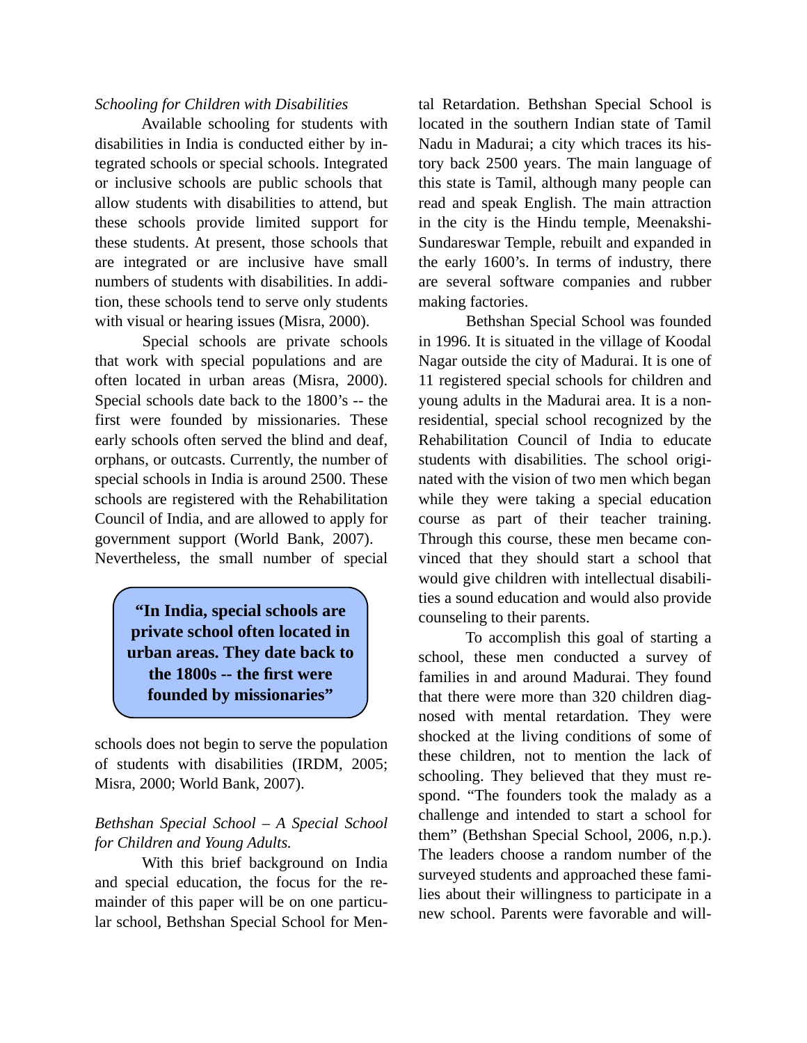*Schooling for Children with Disabilities*

Available schooling for students with disabilities in India is conducted either by integrated schools or special schools. Integrated or inclusive schools are public schools that allow students with disabilities to attend, but these schools provide limited support for these students. At present, those schools that are integrated or are inclusive have small numbers of students with disabilities. In addition, these schools tend to serve only students with visual or hearing issues (Misra, 2000).

Special schools are private schools that work with special populations and are often located in urban areas (Misra, 2000). Special schools date back to the 1800's -- the first were founded by missionaries. These early schools often served the blind and deaf, orphans, or outcasts. Currently, the number of special schools in India is around 2500. These schools are registered with the Rehabilitation Council of India, and are allowed to apply for government support (World Bank, 2007). Nevertheless, the small number of special schools does not begin to serve the population of students with disabilities (IRDM, 2005; Misra, 2000; World Bank, 2007).

> **"In India, special schools are private school often located in urban areas. They date back to the 1800s -- the first were founded by missionaries"**

*Bethshan Special School – A Special School for Children and Young Adults.*

With this brief background on India and special education, the focus for the remainder of this paper will be on one particular school, Bethshan Special School for Mental Retardation. Bethshan Special School is located in the southern Indian state of Tamil Nadu in Madurai; a city which traces its history back 2500 years. The main language of this state is Tamil, although many people can read and speak English. The main attraction in the city is the Hindu temple, Meenakshi-Sundareswar Temple, rebuilt and expanded in the early 1600's. In terms of industry, there are several software companies and rubber making factories.

Bethshan Special School was founded in 1996. It is situated in the village of Koodal Nagar outside the city of Madurai. It is one of 11 registered special schools for children and young adults in the Madurai area. It is a non-residential, special school recognized by the Rehabilitation Council of India to educate students with disabilities. The school originated with the vision of two men which began while they were taking a special education course as part of their teacher training. Through this course, these men became convinced that they should start a school that would give children with intellectual disabilities a sound education and would also provide counseling to their parents.

To accomplish this goal of starting a school, these men conducted a survey of families in and around Madurai. They found that there were more than 320 children diagnosed with mental retardation. They were shocked at the living conditions of some of these children, not to mention the lack of schooling. They believed that they must respond. "The founders took the malady as a challenge and intended to start a school for them" (Bethshan Special School, 2006, n.p.). The leaders choose a random number of the surveyed students and approached these families about their willingness to participate in a new school. Parents were favorable and will-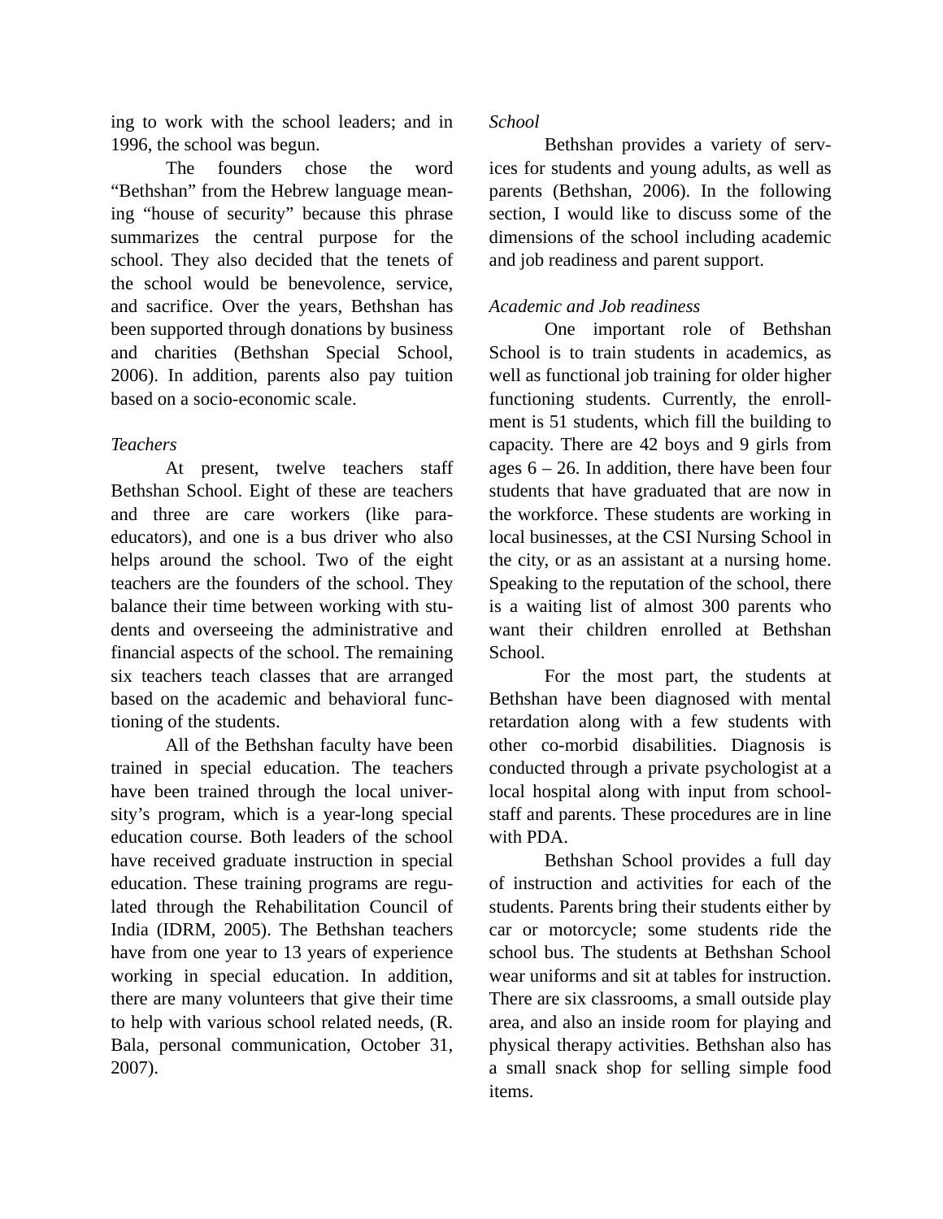ing to work with the school leaders; and in 1996, the school was begun.

The founders chose the word “Bethshan” from the Hebrew language meaning “house of security” because this phrase summarizes the central purpose for the school. They also decided that the tenets of the school would be benevolence, service, and sacrifice. Over the years, Bethshan has been supported through donations by business and charities (Bethshan Special School, 2006). In addition, parents also pay tuition based on a socio-economic scale.

*Teachers*

At present, twelve teachers staff Bethshan School. Eight of these are teachers and three are care workers (like para-educators), and one is a bus driver who also helps around the school. Two of the eight teachers are the founders of the school. They balance their time between working with students and overseeing the administrative and financial aspects of the school. The remaining six teachers teach classes that are arranged based on the academic and behavioral functioning of the students.

All of the Bethshan faculty have been trained in special education. The teachers have been trained through the local university’s program, which is a year-long special education course. Both leaders of the school have received graduate instruction in special education. These training programs are regulated through the Rehabilitation Council of India (IDRM, 2005). The Bethshan teachers have from one year to 13 years of experience working in special education. In addition, there are many volunteers that give their time to help with various school related needs, (R. Bala, personal communication, October 31, 2007).

*School*

Bethshan provides a variety of services for students and young adults, as well as parents (Bethshan, 2006). In the following section, I would like to discuss some of the dimensions of the school including academic and job readiness and parent support.

*Academic and Job readiness*

One important role of Bethshan School is to train students in academics, as well as functional job training for older higher functioning students. Currently, the enrollment is 51 students, which fill the building to capacity. There are 42 boys and 9 girls from ages 6 – 26. In addition, there have been four students that have graduated that are now in the workforce. These students are working in local businesses, at the CSI Nursing School in the city, or as an assistant at a nursing home. Speaking to the reputation of the school, there is a waiting list of almost 300 parents who want their children enrolled at Bethshan School.

For the most part, the students at Bethshan have been diagnosed with mental retardation along with a few students with other co-morbid disabilities. Diagnosis is conducted through a private psychologist at a local hospital along with input from school-staff and parents. These procedures are in line with PDA.

Bethshan School provides a full day of instruction and activities for each of the students. Parents bring their students either by car or motorcycle; some students ride the school bus. The students at Bethshan School wear uniforms and sit at tables for instruction. There are six classrooms, a small outside play area, and also an inside room for playing and physical therapy activities. Bethshan also has a small snack shop for selling simple food items.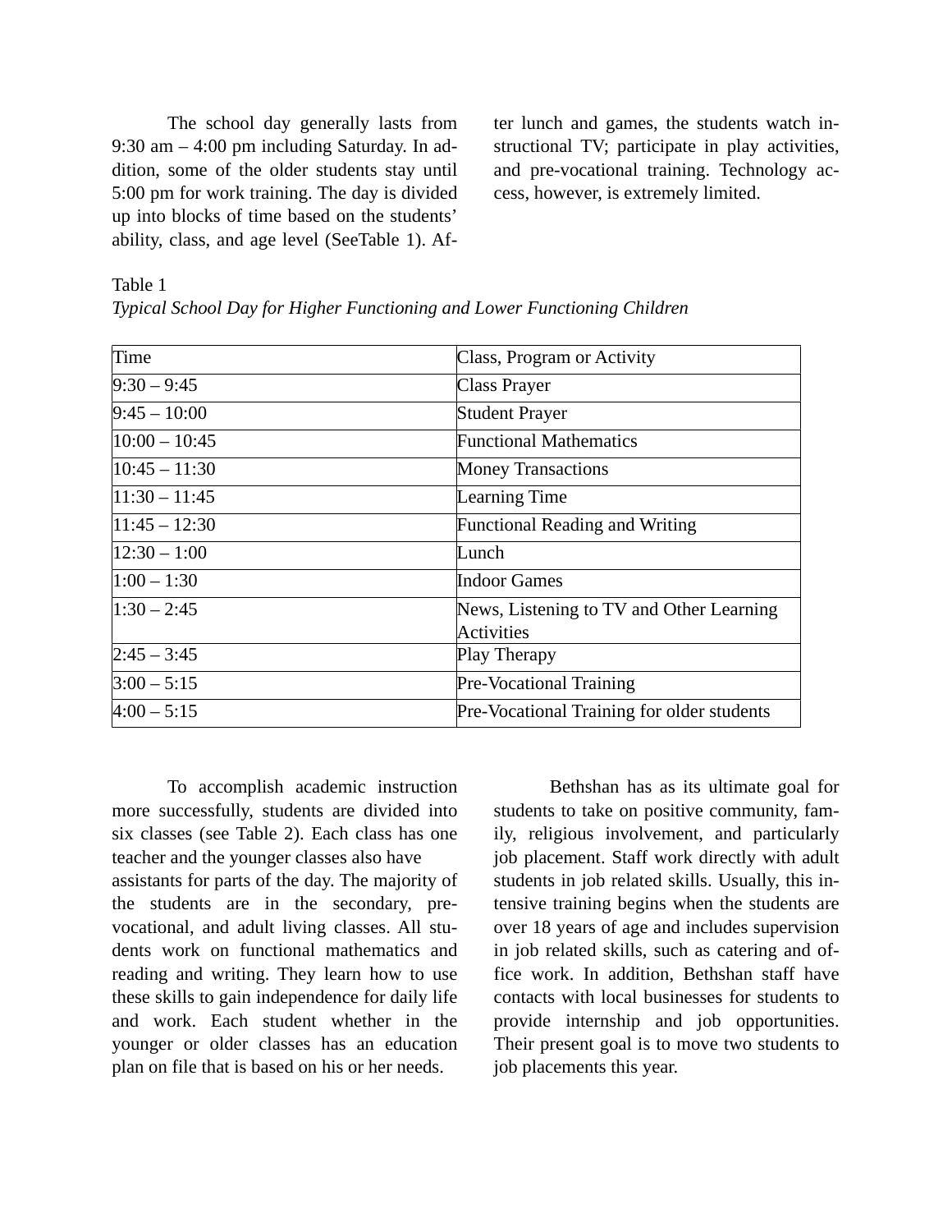The school day generally lasts from 9:30 am – 4:00 pm including Saturday. In addition, some of the older students stay until 5:00 pm for work training. The day is divided up into blocks of time based on the students' ability, class, and age level (SeeTable 1). After lunch and games, the students watch instructional TV; participate in play activities, and pre-vocational training. Technology access, however, is extremely limited.

Table 1

*Typical School Day for Higher Functioning and Lower Functioning Children*

| Time | Class, Program or Activity |
|---|---|
| 9:30 – 9:45 | Class Prayer |
| 9:45 – 10:00 | Student Prayer |
| 10:00 – 10:45 | Functional Mathematics |
| 10:45 – 11:30 | Money Transactions |
| 11:30 – 11:45 | Learning Time |
| 11:45 – 12:30 | Functional Reading and Writing |
| 12:30 – 1:00 | Lunch |
| 1:00 – 1:30 | Indoor Games |
| 1:30 – 2:45 | News, Listening to TV and Other Learning Activities |
| 2:45 – 3:45 | Play Therapy |
| 3:00 – 5:15 | Pre-Vocational Training |
| 4:00 – 5:15 | Pre-Vocational Training for older students |

To accomplish academic instruction more successfully, students are divided into six classes (see Table 2). Each class has one teacher and the younger classes also have assistants for parts of the day. The majority of the students are in the secondary, pre-vocational, and adult living classes. All students work on functional mathematics and reading and writing. They learn how to use these skills to gain independence for daily life and work. Each student whether in the younger or older classes has an education plan on file that is based on his or her needs.

Bethshan has as its ultimate goal for students to take on positive community, family, religious involvement, and particularly job placement. Staff work directly with adult students in job related skills. Usually, this intensive training begins when the students are over 18 years of age and includes supervision in job related skills, such as catering and office work. In addition, Bethshan staff have contacts with local businesses for students to provide internship and job opportunities. Their present goal is to move two students to job placements this year.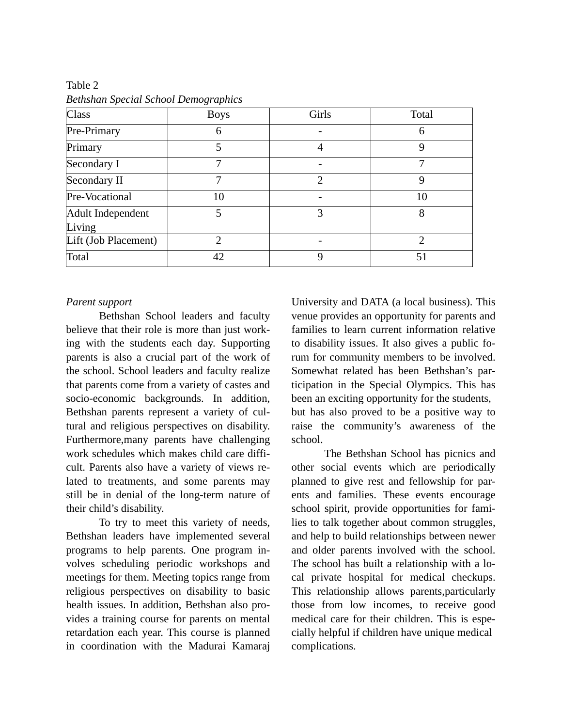Table 2

*Bethshan Special School Demographics*

| Class | Boys | Girls | Total |
|---|---|---|---|
| Pre-Primary | 6 | - | 6 |
| Primary | 5 | 4 | 9 |
| Secondary I | 7 | - | 7 |
| Secondary II | 7 | 2 | 9 |
| Pre-Vocational | 10 | - | 10 |
| Adult Independent Living | 5 | 3 | 8 |
| Lift (Job Placement) | 2 | - | 2 |
| Total | 42 | 9 | 51 |

*Parent support*

Bethshan School leaders and faculty believe that their role is more than just working with the students each day. Supporting parents is also a crucial part of the work of the school. School leaders and faculty realize that parents come from a variety of castes and socio-economic backgrounds. In addition, Bethshan parents represent a variety of cultural and religious perspectives on disability. Furthermore,many parents have challenging work schedules which makes child care difficult. Parents also have a variety of views related to treatments, and some parents may still be in denial of the long-term nature of their child's disability.

To try to meet this variety of needs, Bethshan leaders have implemented several programs to help parents. One program involves scheduling periodic workshops and meetings for them. Meeting topics range from religious perspectives on disability to basic health issues. In addition, Bethshan also provides a training course for parents on mental retardation each year. This course is planned in coordination with the Madurai Kamaraj University and DATA (a local business). This venue provides an opportunity for parents and families to learn current information relative to disability issues. It also gives a public forum for community members to be involved. Somewhat related has been Bethshan's participation in the Special Olympics. This has been an exciting opportunity for the students, but has also proved to be a positive way to raise the community's awareness of the school.

The Bethshan School has picnics and other social events which are periodically planned to give rest and fellowship for parents and families. These events encourage school spirit, provide opportunities for families to talk together about common struggles, and help to build relationships between newer and older parents involved with the school. The school has built a relationship with a local private hospital for medical checkups. This relationship allows parents,particularly those from low incomes, to receive good medical care for their children. This is especially helpful if children have unique medical complications.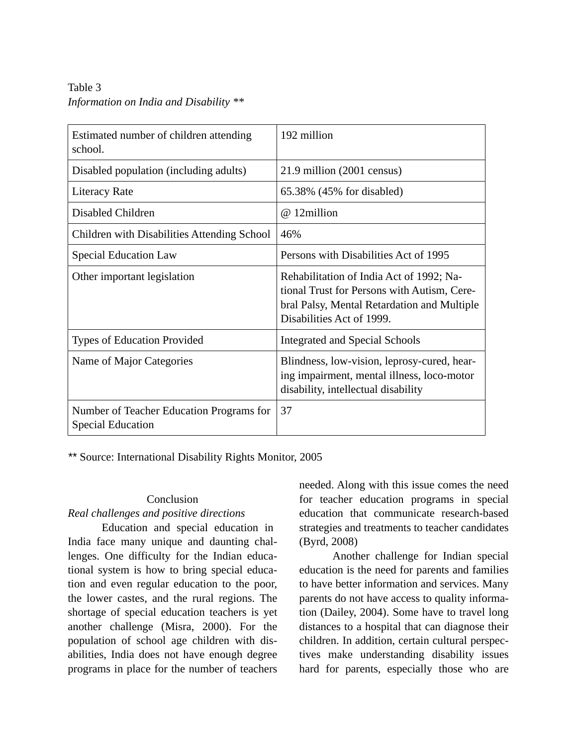Table 3

*Information on India and Disability* **

| | |
|---|---|
| Estimated number of children attending school. | 192 million |
| Disabled population (including adults) | 21.9 million (2001 census) |
| Literacy Rate | 65.38% (45% for disabled) |
| Disabled Children | @ 12million |
| Children with Disabilities Attending School | 46% |
| Special Education Law | Persons with Disabilities Act of 1995 |
| Other important legislation | Rehabilitation of India Act of 1992; National Trust for Persons with Autism, Cerebral Palsy, Mental Retardation and Multiple Disabilities Act of 1999. |
| Types of Education Provided | Integrated and Special Schools |
| Name of Major Categories | Blindness, low-vision, leprosy-cured, hearing impairment, mental illness, loco-motor disability, intellectual disability |
| Number of Teacher Education Programs for Special Education | 37 |

** Source: International Disability Rights Monitor, 2005

## Conclusion

### *Real challenges and positive directions*

Education and special education in India face many unique and daunting challenges. One difficulty for the Indian educational system is how to bring special education and even regular education to the poor, the lower castes, and the rural regions. The shortage of special education teachers is yet another challenge (Misra, 2000). For the population of school age children with disabilities, India does not have enough degree programs in place for the number of teachers needed. Along with this issue comes the need for teacher education programs in special education that communicate research-based strategies and treatments to teacher candidates (Byrd, 2008)

Another challenge for Indian special education is the need for parents and families to have better information and services. Many parents do not have access to quality information (Dailey, 2004). Some have to travel long distances to a hospital that can diagnose their children. In addition, certain cultural perspectives make understanding disability issues hard for parents, especially those who are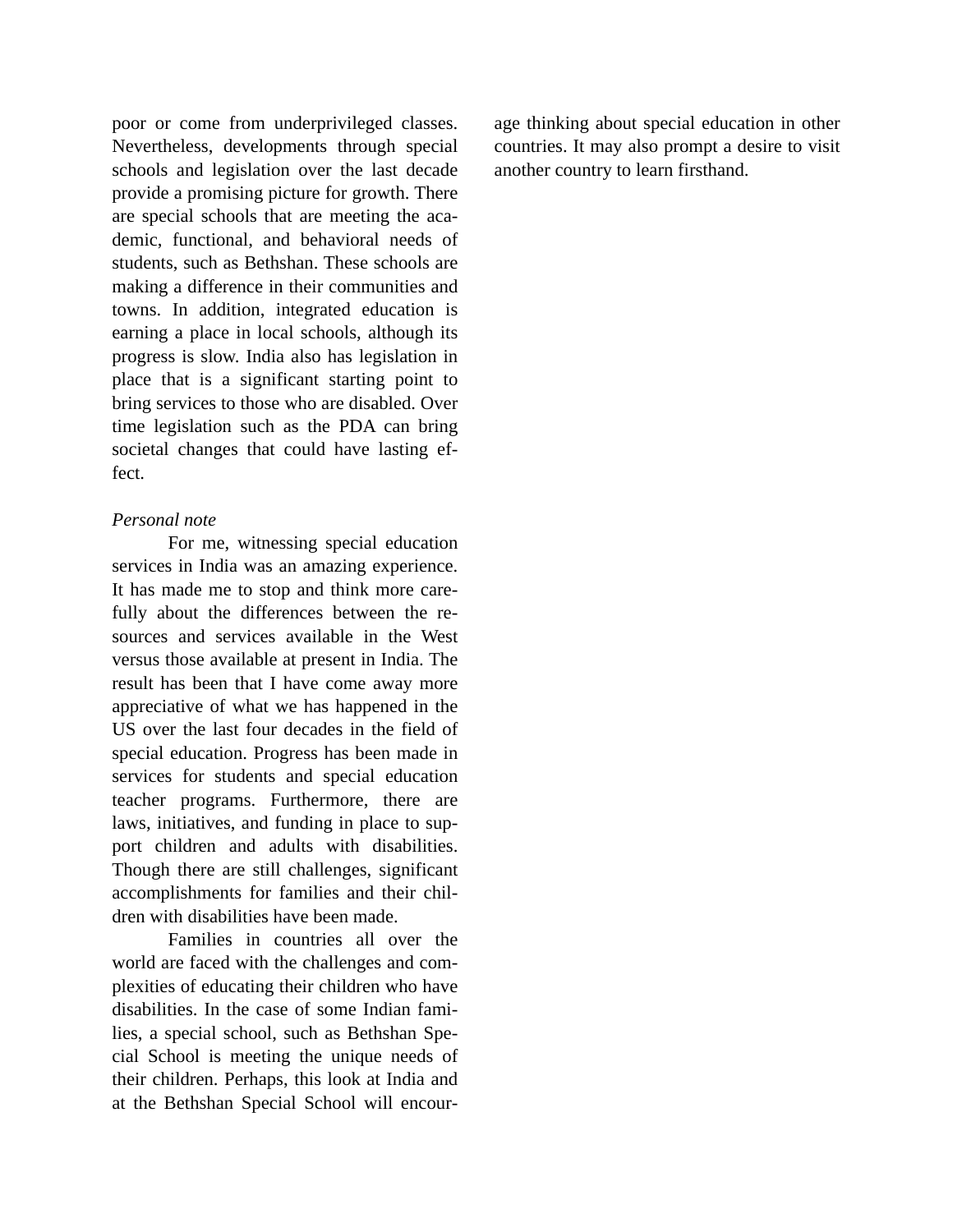poor or come from underprivileged classes. Nevertheless, developments through special schools and legislation over the last decade provide a promising picture for growth. There are special schools that are meeting the academic, functional, and behavioral needs of students, such as Bethshan. These schools are making a difference in their communities and towns. In addition, integrated education is earning a place in local schools, although its progress is slow. India also has legislation in place that is a significant starting point to bring services to those who are disabled. Over time legislation such as the PDA can bring societal changes that could have lasting effect.

*Personal note*

For me, witnessing special education services in India was an amazing experience. It has made me to stop and think more carefully about the differences between the resources and services available in the West versus those available at present in India. The result has been that I have come away more appreciative of what we has happened in the US over the last four decades in the field of special education. Progress has been made in services for students and special education teacher programs. Furthermore, there are laws, initiatives, and funding in place to support children and adults with disabilities. Though there are still challenges, significant accomplishments for families and their children with disabilities have been made.

Families in countries all over the world are faced with the challenges and complexities of educating their children who have disabilities. In the case of some Indian families, a special school, such as Bethshan Special School is meeting the unique needs of their children. Perhaps, this look at India and at the Bethshan Special School will encourage thinking about special education in other countries. It may also prompt a desire to visit another country to learn firsthand.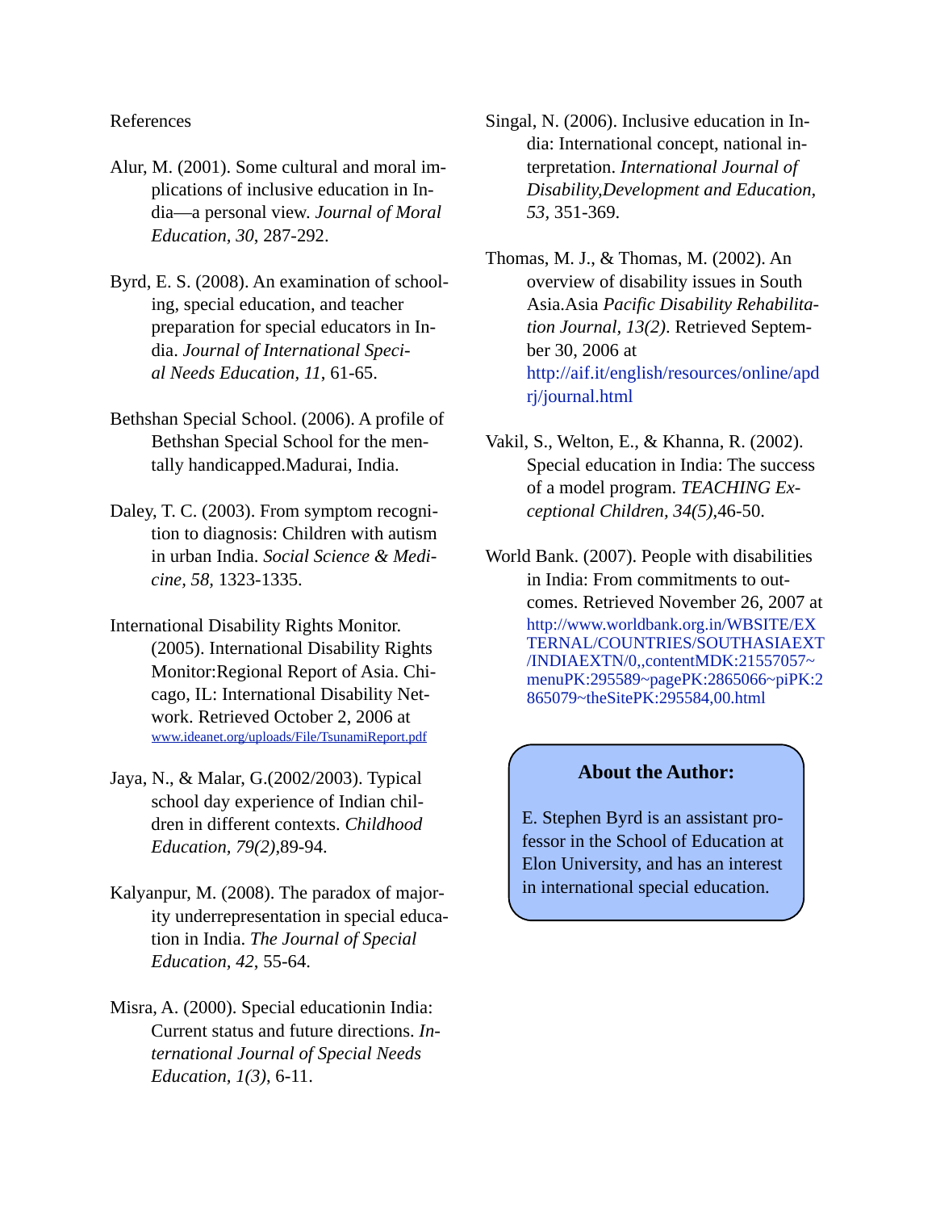## References

Alur, M. (2001). Some cultural and moral implications of inclusive education in India—a personal view. *Journal of Moral Education, 30*, 287-292.

Byrd, E. S. (2008). An examination of schooling, special education, and teacher preparation for special educators in India. *Journal of International Special Needs Education, 11*, 61-65.

Bethshan Special School. (2006). A profile of Bethshan Special School for the mentally handicapped.Madurai, India.

Daley, T. C. (2003). From symptom recognition to diagnosis: Children with autism in urban India. *Social Science & Medicine, 58*, 1323-1335.

International Disability Rights Monitor. (2005). International Disability Rights Monitor:Regional Report of Asia. Chicago, IL: International Disability Network. Retrieved October 2, 2006 at www.ideanet.org/uploads/File/TsunamiReport.pdf

Jaya, N., & Malar, G.(2002/2003). Typical school day experience of Indian children in different contexts. *Childhood Education, 79(2)*,89-94.

Kalyanpur, M. (2008). The paradox of majority underrepresentation in special education in India. *The Journal of Special Education, 42*, 55-64.

Misra, A. (2000). Special educationin India: Current status and future directions. *International Journal of Special Needs Education, 1(3)*, 6-11.

Singal, N. (2006). Inclusive education in India: International concept, national interpretation. *International Journal of Disability,Development and Education, 53*, 351-369.

Thomas, M. J., & Thomas, M. (2002). An overview of disability issues in South Asia.Asia *Pacific Disability Rehabilitation Journal, 13(2)*. Retrieved September 30, 2006 at http://aif.it/english/resources/online/apdrj/journal.html

Vakil, S., Welton, E., & Khanna, R. (2002). Special education in India: The success of a model program. *TEACHING Exceptional Children, 34(5)*,46-50.

World Bank. (2007). People with disabilities in India: From commitments to outcomes. Retrieved November 26, 2007 at http://www.worldbank.org.in/WBSITE/EXTERNAL/COUNTRIES/SOUTHASIAEXT/INDIAEXTN/0,,contentMDK:21557057~menuPK:295589~pagePK:2865066~piPK:2865079~theSitePK:295584,00.html

**About the Author:**

E. Stephen Byrd is an assistant professor in the School of Education at Elon University, and has an interest in international special education.